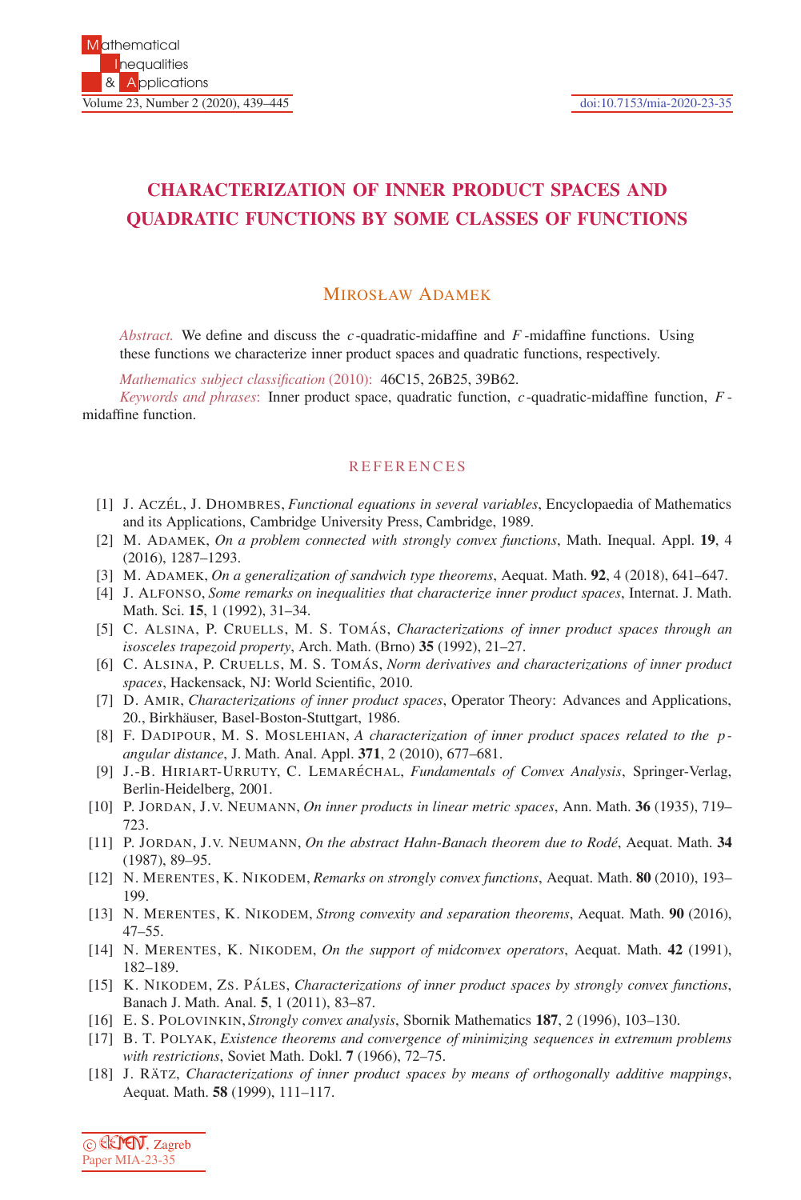# CHARACTERIZATION OF INNER PRODUCT SPACES AND QUADRATIC FUNCTIONS BY SOME CLASSES OF FUNCTIONS

MIROSŁAW ADAMEK

*Abstract.* We define and discuss the $c$-quadratic-midaffine and $F$-midaffine functions. Using these functions we characterize inner product spaces and quadratic functions, respectively.

*Mathematics subject classification* (2010): 46C15, 26B25, 39B62.

*Keywords and phrases*: Inner product space, quadratic function, $c$-quadratic-midaffine function, $F$-midaffine function.

## REFERENCES

[1] J. ACZÉL, J. DHOMBRES, *Functional equations in several variables*, Encyclopaedia of Mathematics and its Applications, Cambridge University Press, Cambridge, 1989.

[2] M. ADAMEK, *On a problem connected with strongly convex functions*, Math. Inequal. Appl. **19**, 4 (2016), 1287–1293.

[3] M. ADAMEK, *On a generalization of sandwich type theorems*, Aequat. Math. **92**, 4 (2018), 641–647.

[4] J. ALFONSO, *Some remarks on inequalities that characterize inner product spaces*, Internat. J. Math. Math. Sci. **15**, 1 (1992), 31–34.

[5] C. ALSINA, P. CRUELLS, M. S. TOMÁS, *Characterizations of inner product spaces through an isosceles trapezoid property*, Arch. Math. (Brno) **35** (1992), 21–27.

[6] C. ALSINA, P. CRUELLS, M. S. TOMÁS, *Norm derivatives and characterizations of inner product spaces*, Hackensack, NJ: World Scientific, 2010.

[7] D. AMIR, *Characterizations of inner product spaces*, Operator Theory: Advances and Applications, 20., Birkhäuser, Basel-Boston-Stuttgart, 1986.

[8] F. DADIPOUR, M. S. MOSLEHIAN, *A characterization of inner product spaces related to the $p$-angular distance*, J. Math. Anal. Appl. **371**, 2 (2010), 677–681.

[9] J.-B. HIRIART-URRUTY, C. LEMARÉCHAL, *Fundamentals of Convex Analysis*, Springer-Verlag, Berlin-Heidelberg, 2001.

[10] P. JORDAN, J.V. NEUMANN, *On inner products in linear metric spaces*, Ann. Math. **36** (1935), 719–723.

[11] P. JORDAN, J.V. NEUMANN, *On the abstract Hahn-Banach theorem due to Rodé*, Aequat. Math. **34** (1987), 89–95.

[12] N. MERENTES, K. NIKODEM, *Remarks on strongly convex functions*, Aequat. Math. **80** (2010), 193–199.

[13] N. MERENTES, K. NIKODEM, *Strong convexity and separation theorems*, Aequat. Math. **90** (2016), 47–55.

[14] N. MERENTES, K. NIKODEM, *On the support of midconvex operators*, Aequat. Math. **42** (1991), 182–189.

[15] K. NIKODEM, ZS. PÁLES, *Characterizations of inner product spaces by strongly convex functions*, Banach J. Math. Anal. **5**, 1 (2011), 83–87.

[16] E. S. POLOVINKIN, *Strongly convex analysis*, Sbornik Mathematics **187**, 2 (1996), 103–130.

[17] B. T. POLYAK, *Existence theorems and convergence of minimizing sequences in extremum problems with restrictions*, Soviet Math. Dokl. **7** (1966), 72–75.

[18] J. RÄTZ, *Characterizations of inner product spaces by means of orthogonally additive mappings*, Aequat. Math. **58** (1999), 111–117.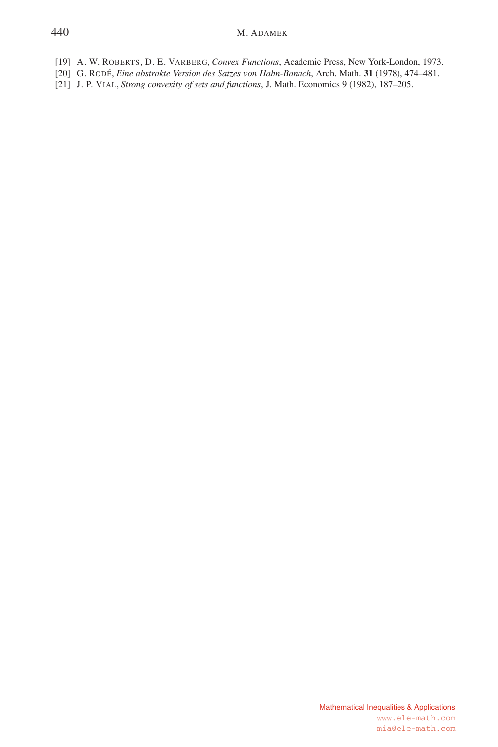[19] A. W. Roberts, D. E. Varberg, *Convex Functions*, Academic Press, New York-London, 1973.

[20] G. Rodé, *Eine abstrakte Version des Satzes von Hahn-Banach*, Arch. Math. **31** (1978), 474–481.

[21] J. P. Vial, *Strong convexity of sets and functions*, J. Math. Economics 9 (1982), 187–205.